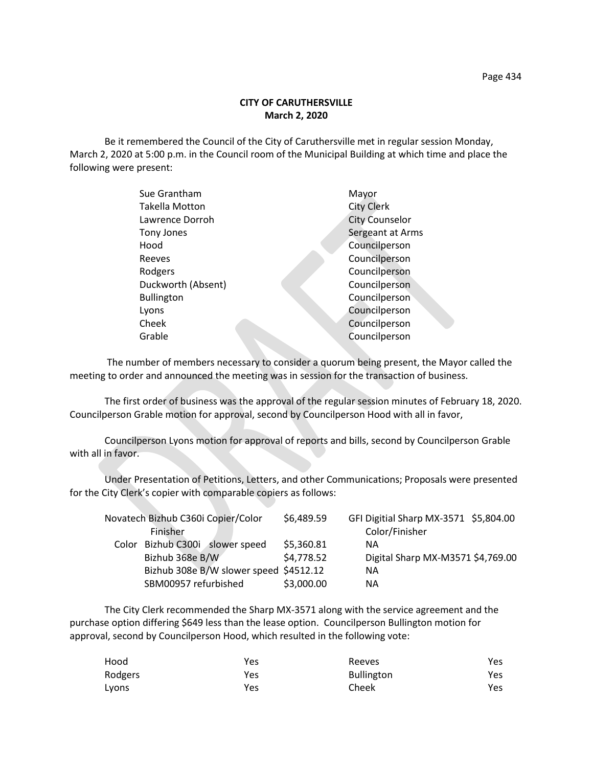**CITY OF CARUTHERSVILLE**
**March 2, 2020**

Be it remembered the Council of the City of Caruthersville met in regular session Monday, March 2, 2020 at 5:00 p.m. in the Council room of the Municipal Building at which time and place the following were present:

| | |
|---|---|
| Sue Grantham | Mayor |
| Takella Motton | City Clerk |
| Lawrence Dorroh | City Counselor |
| Tony Jones | Sergeant at Arms |
| Hood | Councilperson |
| Reeves | Councilperson |
| Rodgers | Councilperson |
| Duckworth (Absent) | Councilperson |
| Bullington | Councilperson |
| Lyons | Councilperson |
| Cheek | Councilperson |
| Grable | Councilperson |

The number of members necessary to consider a quorum being present, the Mayor called the meeting to order and announced the meeting was in session for the transaction of business.

The first order of business was the approval of the regular session minutes of February 18, 2020. Councilperson Grable motion for approval, second by Councilperson Hood with all in favor,

Councilperson Lyons motion for approval of reports and bills, second by Councilperson Grable with all in favor.

Under Presentation of Petitions, Letters, and other Communications; Proposals were presented for the City Clerk's copier with comparable copiers as follows:

| | | | |
|---|---|---|---|
| Novatech Bizhub C360i Copier/Color Finisher | $6,489.59 | GFI Digitial Sharp MX-3571 Color/Finisher | $5,804.00 |
| Color Bizhub C300i slower speed | $5,360.81 | NA | |
| Bizhub 368e B/W | $4,778.52 | Digital Sharp MX-M3571 | $4,769.00 |
| Bizhub 308e B/W slower speed | $4512.12 | NA | |
| SBM00957 refurbished | $3,000.00 | NA | |

The City Clerk recommended the Sharp MX-3571 along with the service agreement and the purchase option differing $649 less than the lease option. Councilperson Bullington motion for approval, second by Councilperson Hood, which resulted in the following vote:

| | | | |
|---|---|---|---|
| Hood | Yes | Reeves | Yes |
| Rodgers | Yes | Bullington | Yes |
| Lyons | Yes | Cheek | Yes |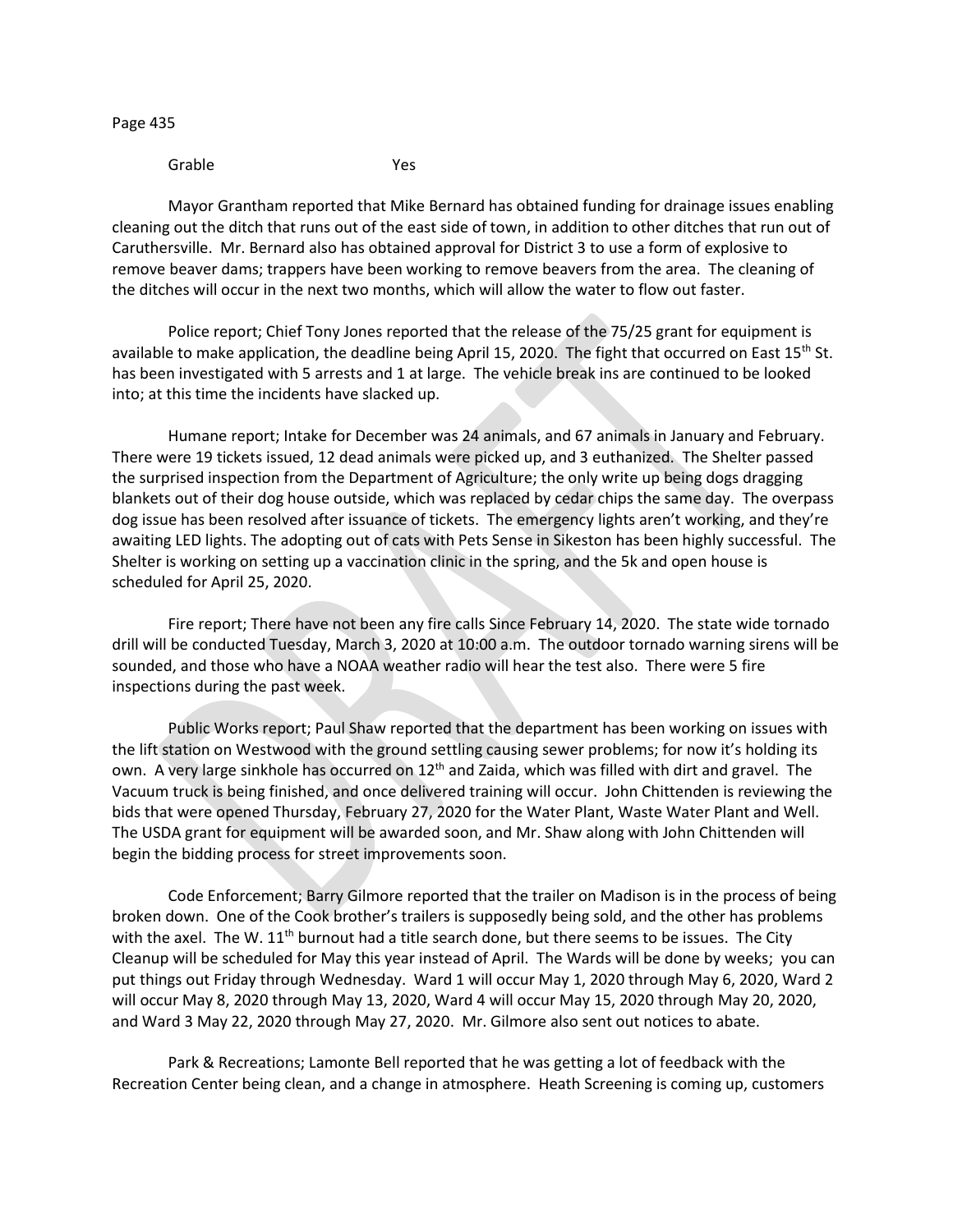Grable Yes

Mayor Grantham reported that Mike Bernard has obtained funding for drainage issues enabling cleaning out the ditch that runs out of the east side of town, in addition to other ditches that run out of Caruthersville. Mr. Bernard also has obtained approval for District 3 to use a form of explosive to remove beaver dams; trappers have been working to remove beavers from the area. The cleaning of the ditches will occur in the next two months, which will allow the water to flow out faster.

Police report; Chief Tony Jones reported that the release of the 75/25 grant for equipment is available to make application, the deadline being April 15, 2020. The fight that occurred on East 15th St. has been investigated with 5 arrests and 1 at large. The vehicle break ins are continued to be looked into; at this time the incidents have slacked up.

Humane report; Intake for December was 24 animals, and 67 animals in January and February. There were 19 tickets issued, 12 dead animals were picked up, and 3 euthanized. The Shelter passed the surprised inspection from the Department of Agriculture; the only write up being dogs dragging blankets out of their dog house outside, which was replaced by cedar chips the same day. The overpass dog issue has been resolved after issuance of tickets. The emergency lights aren't working, and they're awaiting LED lights. The adopting out of cats with Pets Sense in Sikeston has been highly successful. The Shelter is working on setting up a vaccination clinic in the spring, and the 5k and open house is scheduled for April 25, 2020.

Fire report; There have not been any fire calls Since February 14, 2020. The state wide tornado drill will be conducted Tuesday, March 3, 2020 at 10:00 a.m. The outdoor tornado warning sirens will be sounded, and those who have a NOAA weather radio will hear the test also. There were 5 fire inspections during the past week.

Public Works report; Paul Shaw reported that the department has been working on issues with the lift station on Westwood with the ground settling causing sewer problems; for now it's holding its own. A very large sinkhole has occurred on 12th and Zaida, which was filled with dirt and gravel. The Vacuum truck is being finished, and once delivered training will occur. John Chittenden is reviewing the bids that were opened Thursday, February 27, 2020 for the Water Plant, Waste Water Plant and Well. The USDA grant for equipment will be awarded soon, and Mr. Shaw along with John Chittenden will begin the bidding process for street improvements soon.

Code Enforcement; Barry Gilmore reported that the trailer on Madison is in the process of being broken down. One of the Cook brother's trailers is supposedly being sold, and the other has problems with the axel. The W. 11th burnout had a title search done, but there seems to be issues. The City Cleanup will be scheduled for May this year instead of April. The Wards will be done by weeks; you can put things out Friday through Wednesday. Ward 1 will occur May 1, 2020 through May 6, 2020, Ward 2 will occur May 8, 2020 through May 13, 2020, Ward 4 will occur May 15, 2020 through May 20, 2020, and Ward 3 May 22, 2020 through May 27, 2020. Mr. Gilmore also sent out notices to abate.

Park & Recreations; Lamonte Bell reported that he was getting a lot of feedback with the Recreation Center being clean, and a change in atmosphere. Heath Screening is coming up, customers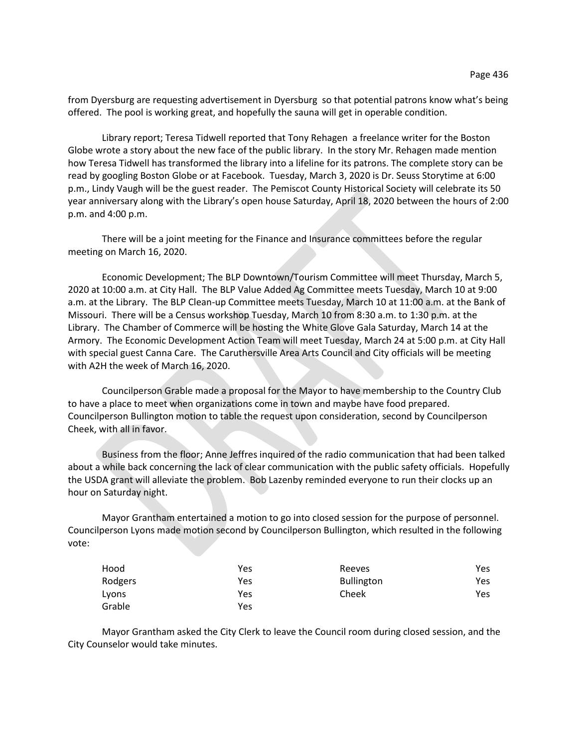from Dyersburg are requesting advertisement in Dyersburg so that potential patrons know what's being offered. The pool is working great, and hopefully the sauna will get in operable condition.

Library report; Teresa Tidwell reported that Tony Rehagen a freelance writer for the Boston Globe wrote a story about the new face of the public library. In the story Mr. Rehagen made mention how Teresa Tidwell has transformed the library into a lifeline for its patrons. The complete story can be read by googling Boston Globe or at Facebook. Tuesday, March 3, 2020 is Dr. Seuss Storytime at 6:00 p.m., Lindy Vaugh will be the guest reader. The Pemiscot County Historical Society will celebrate its 50 year anniversary along with the Library's open house Saturday, April 18, 2020 between the hours of 2:00 p.m. and 4:00 p.m.

There will be a joint meeting for the Finance and Insurance committees before the regular meeting on March 16, 2020.

Economic Development; The BLP Downtown/Tourism Committee will meet Thursday, March 5, 2020 at 10:00 a.m. at City Hall. The BLP Value Added Ag Committee meets Tuesday, March 10 at 9:00 a.m. at the Library. The BLP Clean-up Committee meets Tuesday, March 10 at 11:00 a.m. at the Bank of Missouri. There will be a Census workshop Tuesday, March 10 from 8:30 a.m. to 1:30 p.m. at the Library. The Chamber of Commerce will be hosting the White Glove Gala Saturday, March 14 at the Armory. The Economic Development Action Team will meet Tuesday, March 24 at 5:00 p.m. at City Hall with special guest Canna Care. The Caruthersville Area Arts Council and City officials will be meeting with A2H the week of March 16, 2020.

Councilperson Grable made a proposal for the Mayor to have membership to the Country Club to have a place to meet when organizations come in town and maybe have food prepared. Councilperson Bullington motion to table the request upon consideration, second by Councilperson Cheek, with all in favor.

Business from the floor; Anne Jeffres inquired of the radio communication that had been talked about a while back concerning the lack of clear communication with the public safety officials. Hopefully the USDA grant will alleviate the problem. Bob Lazenby reminded everyone to run their clocks up an hour on Saturday night.

Mayor Grantham entertained a motion to go into closed session for the purpose of personnel. Councilperson Lyons made motion second by Councilperson Bullington, which resulted in the following vote:

| | | | |
|---|---|---|---|
| Hood | Yes | Reeves | Yes |
| Rodgers | Yes | Bullington | Yes |
| Lyons | Yes | Cheek | Yes |
| Grable | Yes | | |

Mayor Grantham asked the City Clerk to leave the Council room during closed session, and the City Counselor would take minutes.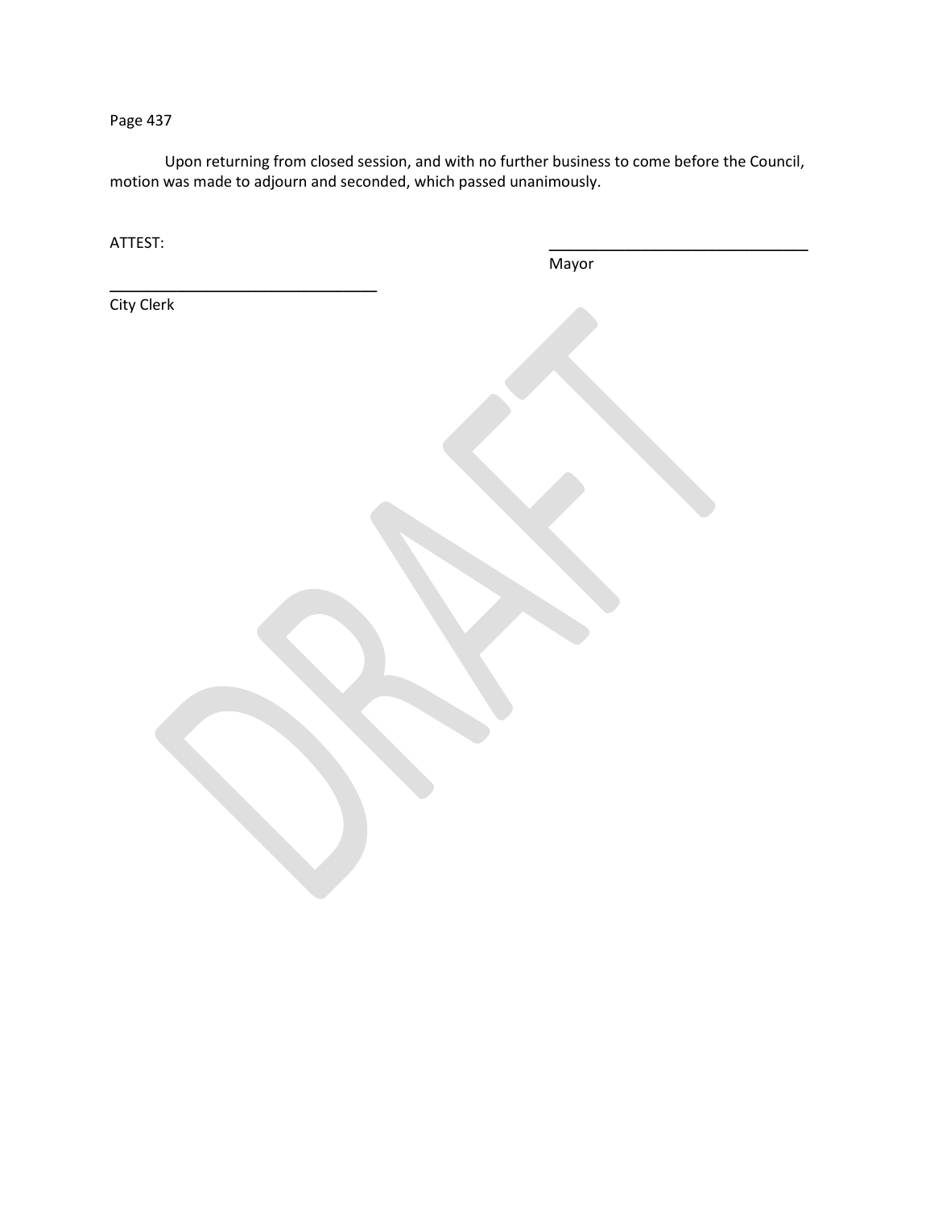Upon returning from closed session, and with no further business to come before the Council, motion was made to adjourn and seconded, which passed unanimously.

ATTEST:

_______________________________
Mayor

_______________________________
City Clerk